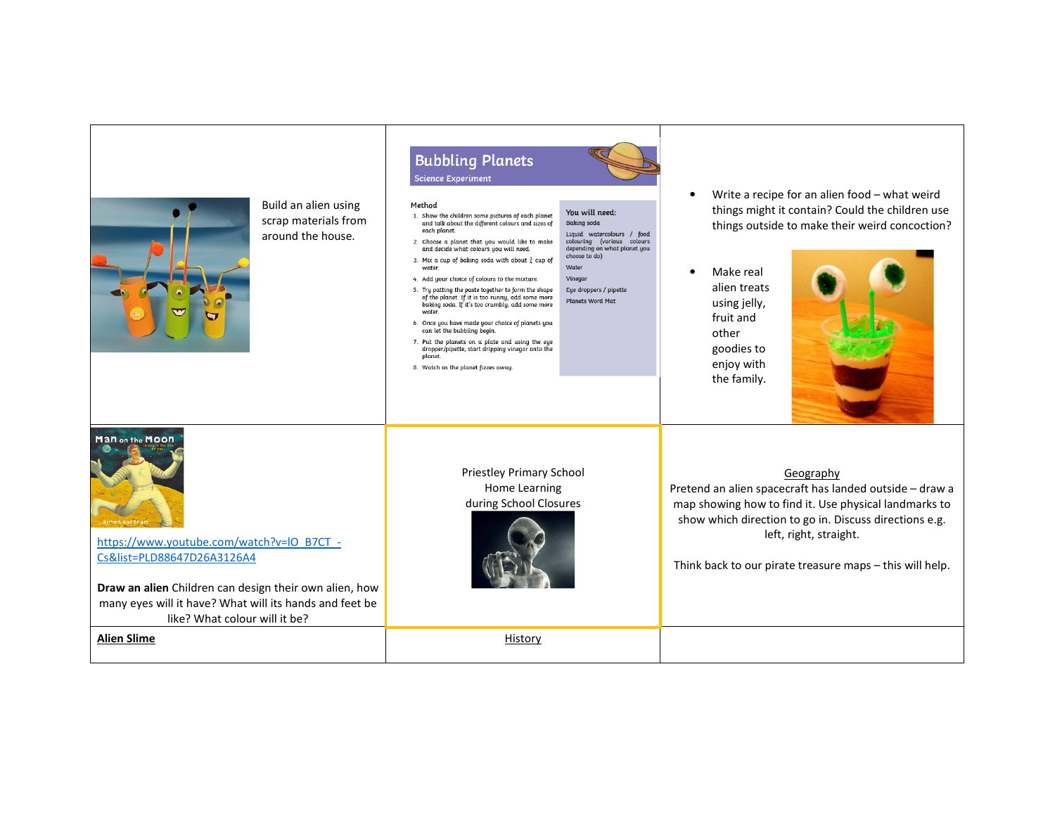| | | |
|---|---|---|
| Build an alien using scrap materials from around the house. | **Bubbling Planets**<br>Science Experiment<br><br>**Method**<br>1. Show the children some pictures of each planet and talk about the different colours and sizes of each planet.<br>2. Choose a planet that you would like to make and decide what colours you will need.<br>3. Mix a cup of baking soda with about ¼ cup of water.<br>4. Add your choice of colours to the mixture.<br>5. Try patting the paste together to form the shape of the planet. If it is too runny, add some more baking soda. If it's too crumbly, add some more water.<br>6. Once you have made your choice of planets you can let the bubbling begin.<br>7. Put the planets on a plate and using the eye dropper/pipette, start dripping vinegar onto the planet.<br>8. Watch as the planet fizzes away.<br><br>**You will need:**<br>Baking soda<br>Liquid watercolours / food colouring (various colours depending on what planet you choose to do)<br>Water<br>Vinegar<br>Eye droppers / pipette<br>Planets Word Mat | • Write a recipe for an alien food – what weird things might it contain? Could the children use things outside to make their weird concoction?<br><br>• Make real alien treats using jelly, fruit and other goodies to enjoy with the family. |
| Man on the Moon<br>Simon Bartram<br><br>https://www.youtube.com/watch?v=lO_B7CT_-Cs&list=PLD88647D26A3126A4<br><br>**Draw an alien** Children can design their own alien, how many eyes will it have? What will its hands and feet be like? What colour will it be? | Priestley Primary School<br>Home Learning<br>during School Closures | Geography<br>Pretend an alien spacecraft has landed outside – draw a map showing how to find it. Use physical landmarks to show which direction to go in. Discuss directions e.g. left, right, straight.<br><br>Think back to our pirate treasure maps – this will help. |
| **Alien Slime** | History | |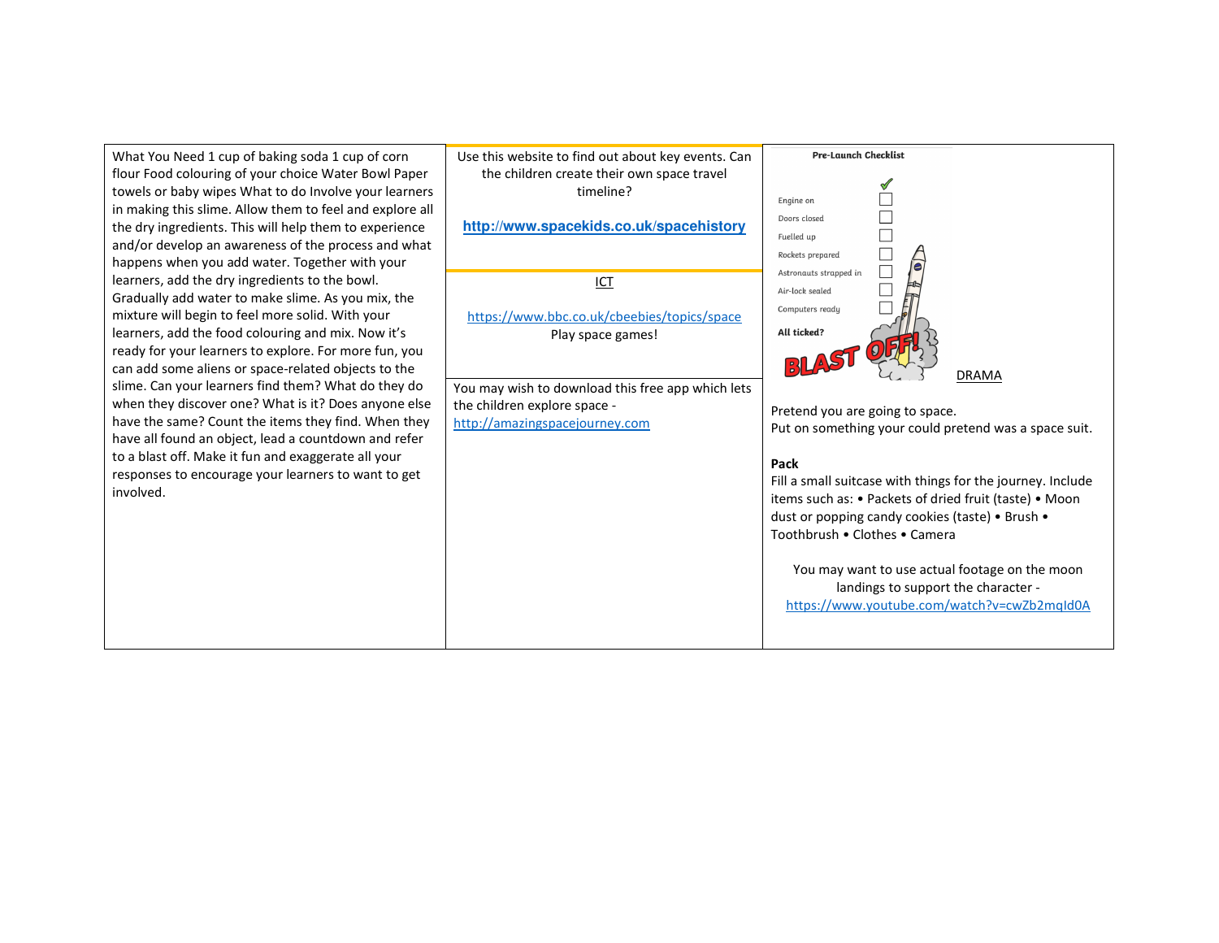| | | |
|---|---|---|
| What You Need 1 cup of baking soda 1 cup of corn flour Food colouring of your choice Water Bowl Paper towels or baby wipes What to do Involve your learners in making this slime. Allow them to feel and explore all the dry ingredients. This will help them to experience and/or develop an awareness of the process and what happens when you add water. Together with your learners, add the dry ingredients to the bowl. Gradually add water to make slime. As you mix, the mixture will begin to feel more solid. With your learners, add the food colouring and mix. Now it's ready for your learners to explore. For more fun, you can add some aliens or space-related objects to the slime. Can your learners find them? What do they do when they discover one? What is it? Does anyone else have the same? Count the items they find. When they have all found an object, lead a countdown and refer to a blast off. Make it fun and exaggerate all your responses to encourage your learners to want to get involved. | Use this website to find out about key events. Can the children create their own space travel timeline?<br><br>**http://www.spacekids.co.uk/spacehistory**<br><br>ICT<br><br>https://www.bbc.co.uk/cbeebies/topics/space<br>Play space games!<br><br>You may wish to download this free app which lets the children explore space - http://amazingspacejourney.com | Pre-Launch Checklist<br>Engine on ☐<br>Doors closed ☐<br>Fuelled up ☐<br>Rockets prepared ☐<br>Astronauts strapped in ☐<br>Air-lock sealed ☐<br>Computers ready ☐<br>All ticked?<br>BLAST OFF!<br><br>DRAMA<br><br>Pretend you are going to space.<br>Put on something your could pretend was a space suit.<br><br>**Pack**<br>Fill a small suitcase with things for the journey. Include items such as: • Packets of dried fruit (taste) • Moon dust or popping candy cookies (taste) • Brush • Toothbrush • Clothes • Camera<br><br>You may want to use actual footage on the moon landings to support the character - https://www.youtube.com/watch?v=cwZb2mqId0A |